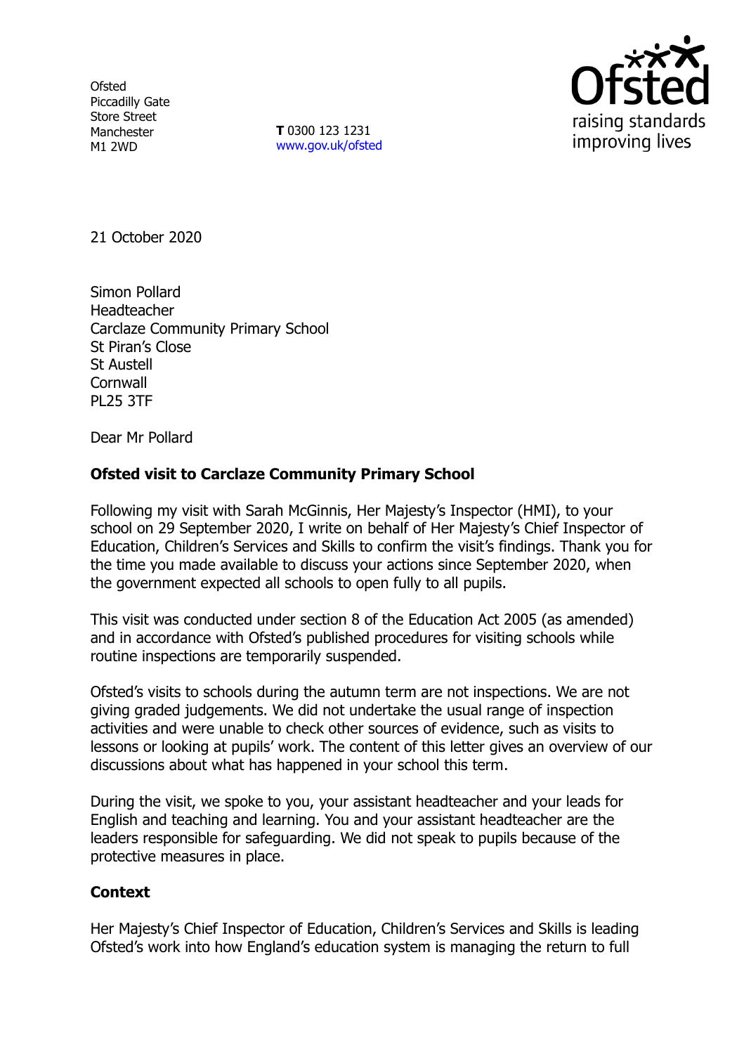Ofsted
Piccadilly Gate
Store Street
Manchester
M1 2WD

**T** 0300 123 1231
www.gov.uk/ofsted

21 October 2020

Simon Pollard
Headteacher
Carclaze Community Primary School
St Piran's Close
St Austell
Cornwall
PL25 3TF

Dear Mr Pollard

**Ofsted visit to Carclaze Community Primary School**

Following my visit with Sarah McGinnis, Her Majesty's Inspector (HMI), to your school on 29 September 2020, I write on behalf of Her Majesty's Chief Inspector of Education, Children's Services and Skills to confirm the visit's findings. Thank you for the time you made available to discuss your actions since September 2020, when the government expected all schools to open fully to all pupils.

This visit was conducted under section 8 of the Education Act 2005 (as amended) and in accordance with Ofsted's published procedures for visiting schools while routine inspections are temporarily suspended.

Ofsted's visits to schools during the autumn term are not inspections. We are not giving graded judgements. We did not undertake the usual range of inspection activities and were unable to check other sources of evidence, such as visits to lessons or looking at pupils' work. The content of this letter gives an overview of our discussions about what has happened in your school this term.

During the visit, we spoke to you, your assistant headteacher and your leads for English and teaching and learning. You and your assistant headteacher are the leaders responsible for safeguarding. We did not speak to pupils because of the protective measures in place.

**Context**

Her Majesty's Chief Inspector of Education, Children's Services and Skills is leading Ofsted's work into how England's education system is managing the return to full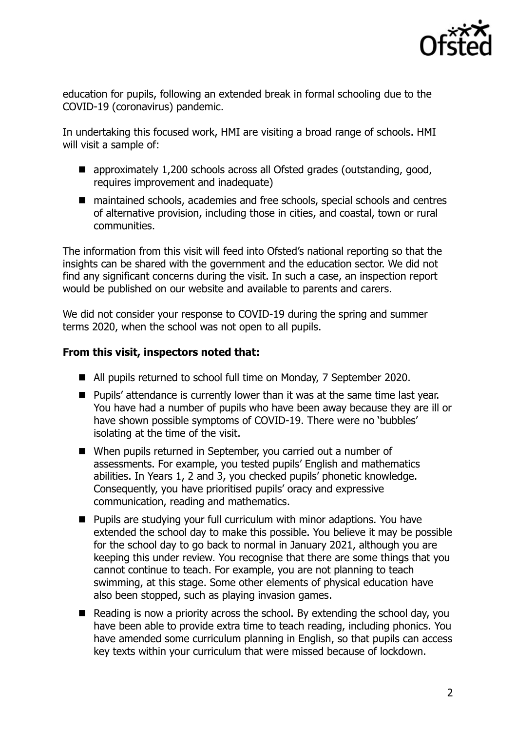education for pupils, following an extended break in formal schooling due to the COVID-19 (coronavirus) pandemic.

In undertaking this focused work, HMI are visiting a broad range of schools. HMI will visit a sample of:

- approximately 1,200 schools across all Ofsted grades (outstanding, good, requires improvement and inadequate)
- maintained schools, academies and free schools, special schools and centres of alternative provision, including those in cities, and coastal, town or rural communities.

The information from this visit will feed into Ofsted's national reporting so that the insights can be shared with the government and the education sector. We did not find any significant concerns during the visit. In such a case, an inspection report would be published on our website and available to parents and carers.

We did not consider your response to COVID-19 during the spring and summer terms 2020, when the school was not open to all pupils.

**From this visit, inspectors noted that:**

- All pupils returned to school full time on Monday, 7 September 2020.
- Pupils' attendance is currently lower than it was at the same time last year. You have had a number of pupils who have been away because they are ill or have shown possible symptoms of COVID-19. There were no 'bubbles' isolating at the time of the visit.
- When pupils returned in September, you carried out a number of assessments. For example, you tested pupils' English and mathematics abilities. In Years 1, 2 and 3, you checked pupils' phonetic knowledge. Consequently, you have prioritised pupils' oracy and expressive communication, reading and mathematics.
- Pupils are studying your full curriculum with minor adaptions. You have extended the school day to make this possible. You believe it may be possible for the school day to go back to normal in January 2021, although you are keeping this under review. You recognise that there are some things that you cannot continue to teach. For example, you are not planning to teach swimming, at this stage. Some other elements of physical education have also been stopped, such as playing invasion games.
- Reading is now a priority across the school. By extending the school day, you have been able to provide extra time to teach reading, including phonics. You have amended some curriculum planning in English, so that pupils can access key texts within your curriculum that were missed because of lockdown.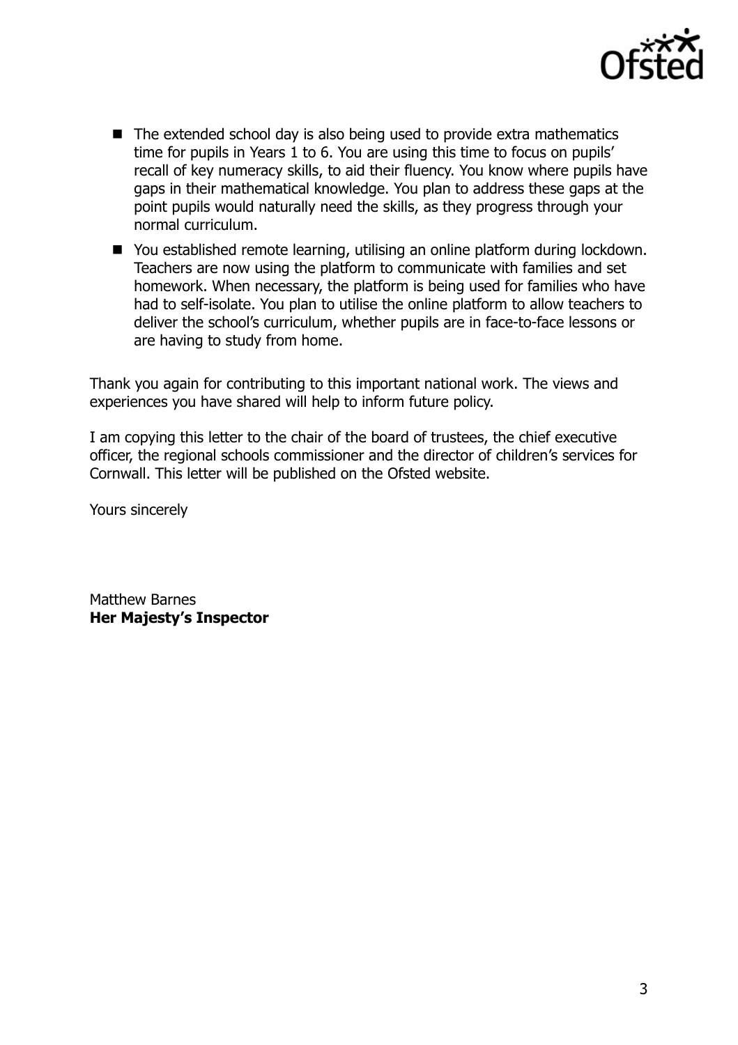- The extended school day is also being used to provide extra mathematics time for pupils in Years 1 to 6. You are using this time to focus on pupils' recall of key numeracy skills, to aid their fluency. You know where pupils have gaps in their mathematical knowledge. You plan to address these gaps at the point pupils would naturally need the skills, as they progress through your normal curriculum.
- You established remote learning, utilising an online platform during lockdown. Teachers are now using the platform to communicate with families and set homework. When necessary, the platform is being used for families who have had to self-isolate. You plan to utilise the online platform to allow teachers to deliver the school's curriculum, whether pupils are in face-to-face lessons or are having to study from home.

Thank you again for contributing to this important national work. The views and experiences you have shared will help to inform future policy.

I am copying this letter to the chair of the board of trustees, the chief executive officer, the regional schools commissioner and the director of children's services for Cornwall. This letter will be published on the Ofsted website.

Yours sincerely

Matthew Barnes
**Her Majesty's Inspector**